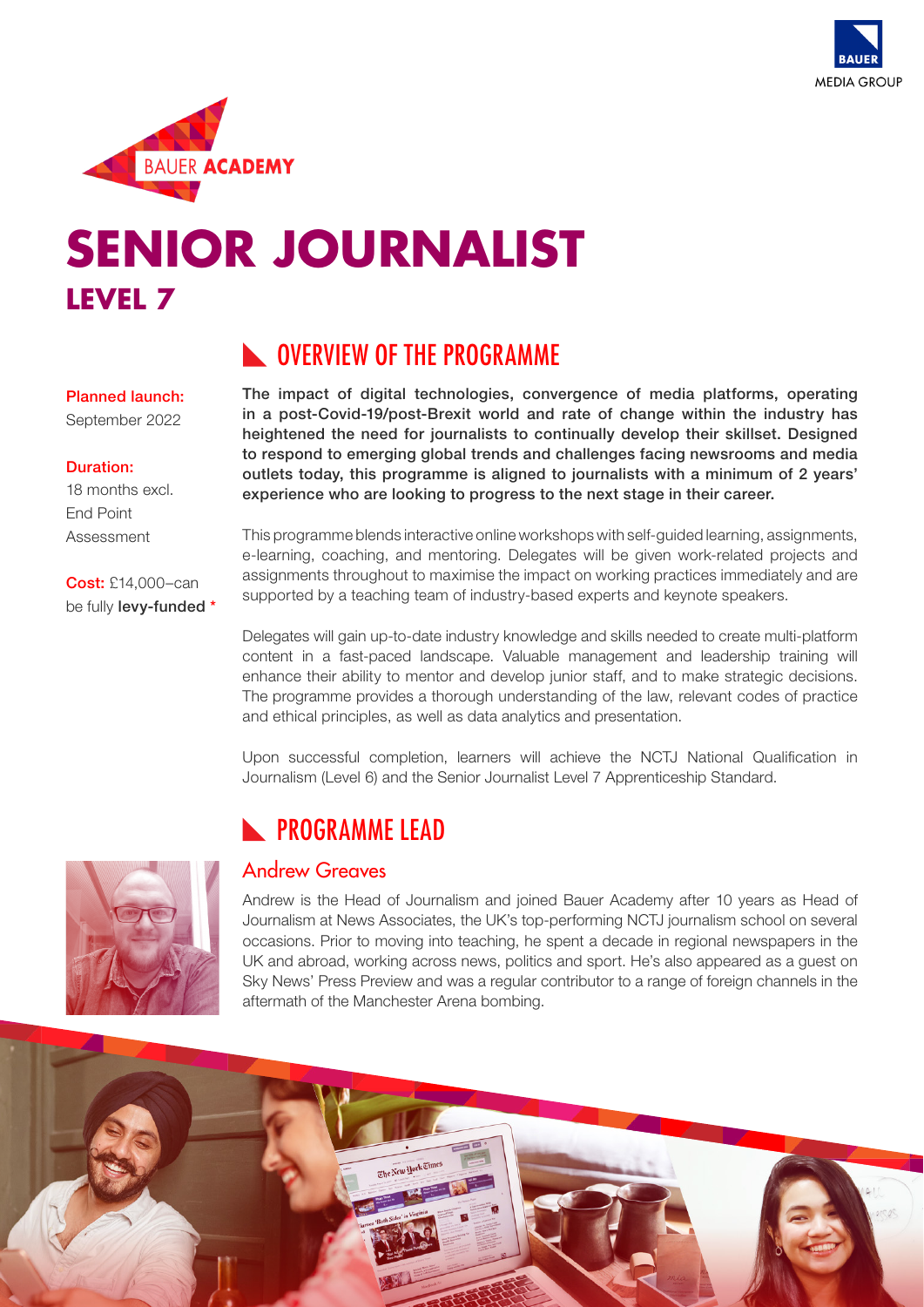BAUER ACADEMY

# SENIOR JOURNALIST

## LEVEL 7

**Planned launch:**
September 2022

**Duration:**
18 months excl. End Point Assessment

**Cost:** £14,000–can be fully **levy-funded** *

## OVERVIEW OF THE PROGRAMME

**The impact of digital technologies, convergence of media platforms, operating in a post-Covid-19/post-Brexit world and rate of change within the industry has heightened the need for journalists to continually develop their skillset. Designed to respond to emerging global trends and challenges facing newsrooms and media outlets today, this programme is aligned to journalists with a minimum of 2 years' experience who are looking to progress to the next stage in their career.**

This programme blends interactive online workshops with self-guided learning, assignments, e-learning, coaching, and mentoring. Delegates will be given work-related projects and assignments throughout to maximise the impact on working practices immediately and are supported by a teaching team of industry-based experts and keynote speakers.

Delegates will gain up-to-date industry knowledge and skills needed to create multi-platform content in a fast-paced landscape. Valuable management and leadership training will enhance their ability to mentor and develop junior staff, and to make strategic decisions. The programme provides a thorough understanding of the law, relevant codes of practice and ethical principles, as well as data analytics and presentation.

Upon successful completion, learners will achieve the NCTJ National Qualification in Journalism (Level 6) and the Senior Journalist Level 7 Apprenticeship Standard.

## PROGRAMME LEAD

### Andrew Greaves

Andrew is the Head of Journalism and joined Bauer Academy after 10 years as Head of Journalism at News Associates, the UK's top-performing NCTJ journalism school on several occasions. Prior to moving into teaching, he spent a decade in regional newspapers in the UK and abroad, working across news, politics and sport. He's also appeared as a guest on Sky News' Press Preview and was a regular contributor to a range of foreign channels in the aftermath of the Manchester Arena bombing.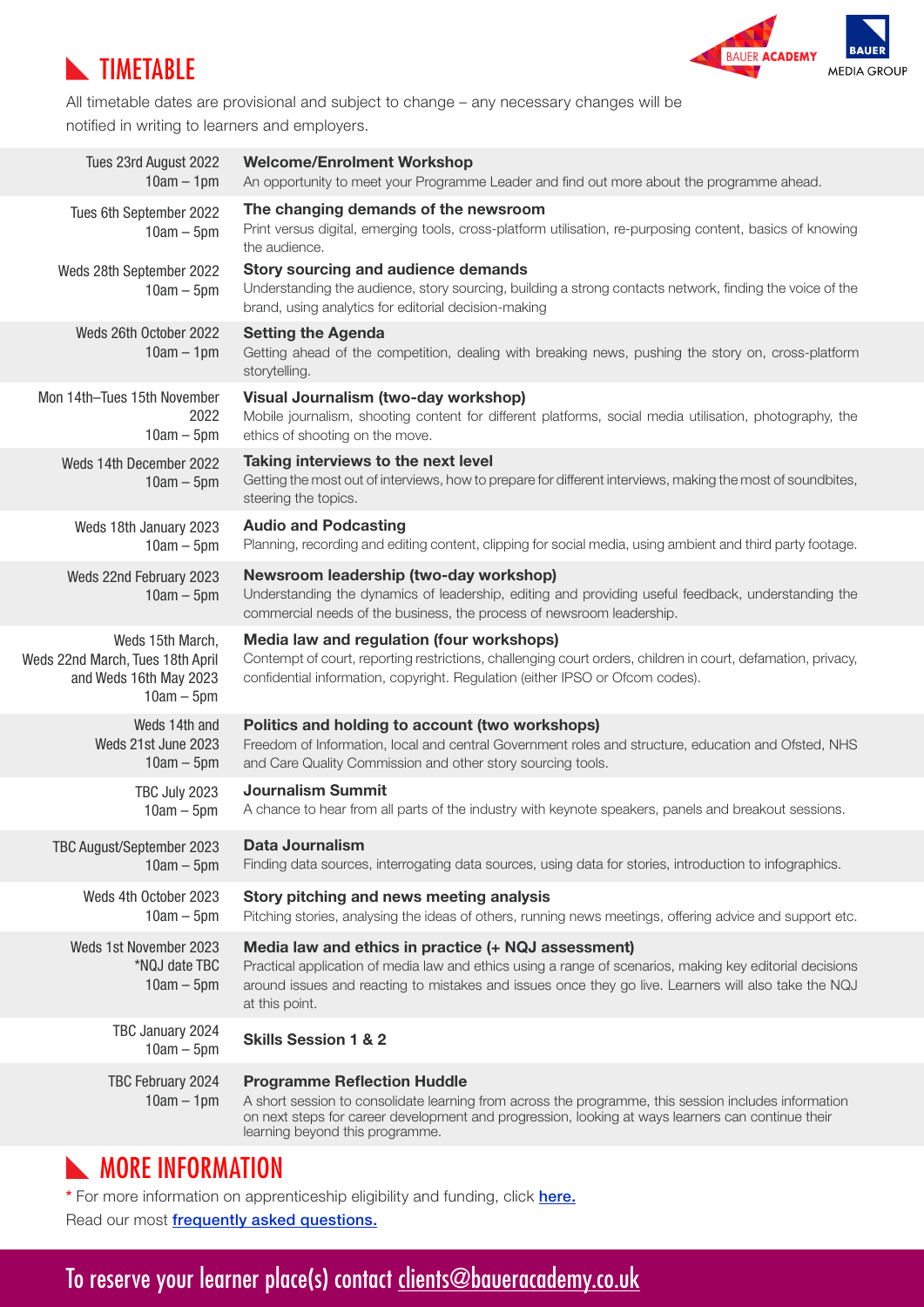# TIMETABLE

All timetable dates are provisional and subject to change – any necessary changes will be notified in writing to learners and employers.

| | |
|---|---|
| Tues 23rd August 2022<br>10am – 1pm | **Welcome/Enrolment Workshop**<br>An opportunity to meet your Programme Leader and find out more about the programme ahead. |
| Tues 6th September 2022<br>10am – 5pm | **The changing demands of the newsroom**<br>Print versus digital, emerging tools, cross-platform utilisation, re-purposing content, basics of knowing the audience. |
| Weds 28th September 2022<br>10am – 5pm | **Story sourcing and audience demands**<br>Understanding the audience, story sourcing, building a strong contacts network, finding the voice of the brand, using analytics for editorial decision-making |
| Weds 26th October 2022<br>10am – 1pm | **Setting the Agenda**<br>Getting ahead of the competition, dealing with breaking news, pushing the story on, cross-platform storytelling. |
| Mon 14th–Tues 15th November 2022<br>10am – 5pm | **Visual Journalism (two-day workshop)**<br>Mobile journalism, shooting content for different platforms, social media utilisation, photography, the ethics of shooting on the move. |
| Weds 14th December 2022<br>10am – 5pm | **Taking interviews to the next level**<br>Getting the most out of interviews, how to prepare for different interviews, making the most of soundbites, steering the topics. |
| Weds 18th January 2023<br>10am – 5pm | **Audio and Podcasting**<br>Planning, recording and editing content, clipping for social media, using ambient and third party footage. |
| Weds 22nd February 2023<br>10am – 5pm | **Newsroom leadership (two-day workshop)**<br>Understanding the dynamics of leadership, editing and providing useful feedback, understanding the commercial needs of the business, the process of newsroom leadership. |
| Weds 15th March, Weds 22nd March, Tues 18th April and Weds 16th May 2023<br>10am – 5pm | **Media law and regulation (four workshops)**<br>Contempt of court, reporting restrictions, challenging court orders, children in court, defamation, privacy, confidential information, copyright. Regulation (either IPSO or Ofcom codes). |
| Weds 14th and Weds 21st June 2023<br>10am – 5pm | **Politics and holding to account (two workshops)**<br>Freedom of Information, local and central Government roles and structure, education and Ofsted, NHS and Care Quality Commission and other story sourcing tools. |
| TBC July 2023<br>10am – 5pm | **Journalism Summit**<br>A chance to hear from all parts of the industry with keynote speakers, panels and breakout sessions. |
| TBC August/September 2023<br>10am – 5pm | **Data Journalism**<br>Finding data sources, interrogating data sources, using data for stories, introduction to infographics. |
| Weds 4th October 2023<br>10am – 5pm | **Story pitching and news meeting analysis**<br>Pitching stories, analysing the ideas of others, running news meetings, offering advice and support etc. |
| Weds 1st November 2023<br>*NQJ date TBC<br>10am – 5pm | **Media law and ethics in practice (+ NQJ assessment)**<br>Practical application of media law and ethics using a range of scenarios, making key editorial decisions around issues and reacting to mistakes and issues once they go live. Learners will also take the NQJ at this point. |
| TBC January 2024<br>10am – 5pm | **Skills Session 1 & 2** |
| TBC February 2024<br>10am – 1pm | **Programme Reflection Huddle**<br>A short session to consolidate learning from across the programme, this session includes information on next steps for career development and progression, looking at ways learners can continue their learning beyond this programme. |

# MORE INFORMATION

* For more information on apprenticeship eligibility and funding, click here.

Read our most frequently asked questions.

To reserve your learner place(s) contact clients@baueracademy.co.uk